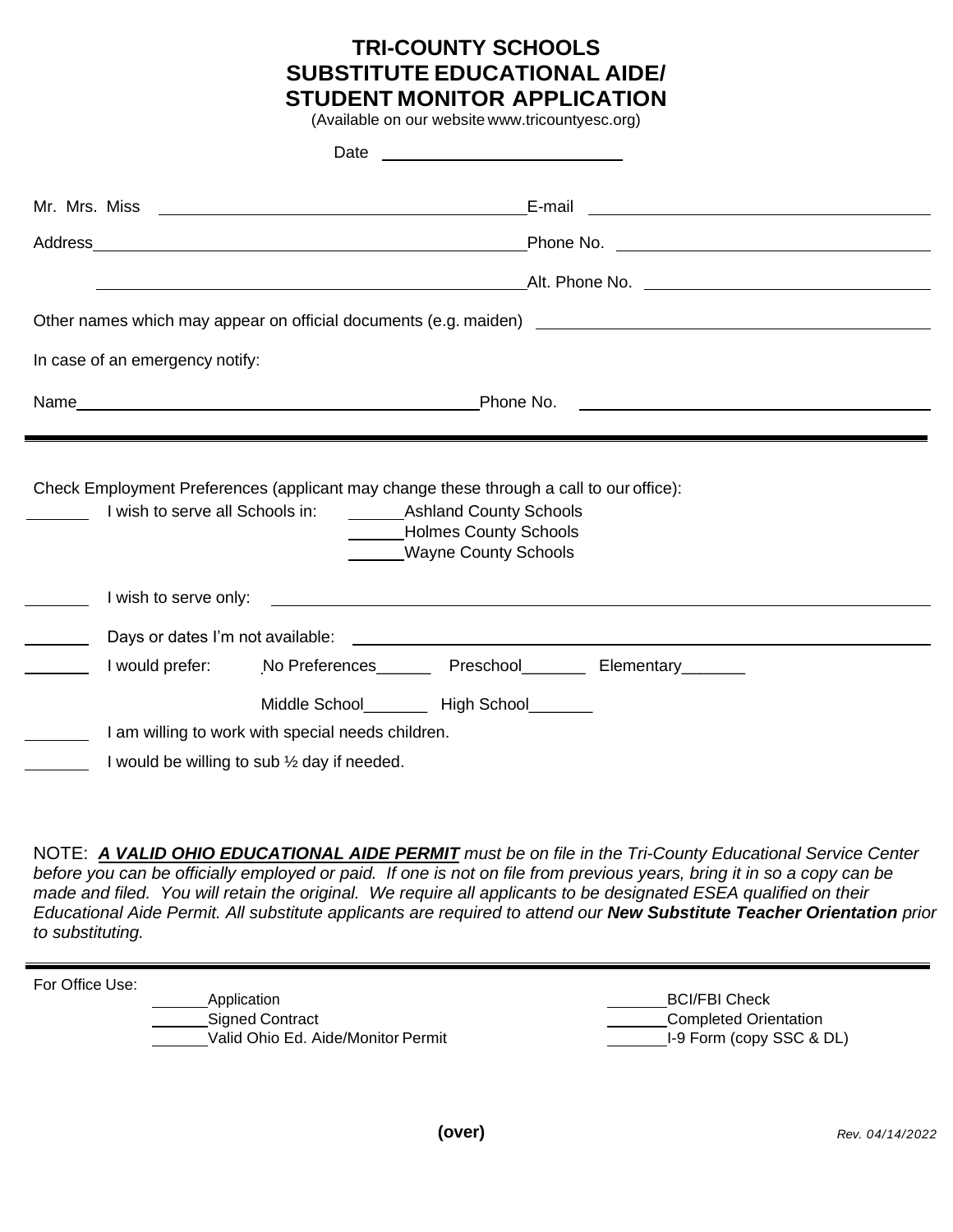# TRI-COUNTY SCHOOLS
# SUBSTITUTE EDUCATIONAL AIDE/ STUDENT MONITOR APPLICATION

(Available on our website www.tricountyesc.org)

Date ____________________________

Mr. Mrs. Miss ________________________________________ E-mail ________________________________________

Address ________________________________________ Phone No. ________________________________________

________________________________________ Alt. Phone No. ________________________________________

Other names which may appear on official documents (e.g. maiden) ________________________________________

In case of an emergency notify:

Name ________________________________________ Phone No. ________________________________________

---

Check Employment Preferences (applicant may change these through a call to our office):

_______ I wish to serve all Schools in: ______Ashland County Schools
______Holmes County Schools
______Wayne County Schools

_______ I wish to serve only: ________________________________________

_______ Days or dates I'm not available: ________________________________________

_______ I would prefer: No Preferences______ Preschool_______ Elementary_______
Middle School_______ High School_______

_______ I am willing to work with special needs children.

_______ I would be willing to sub ½ day if needed.

NOTE: ***A VALID OHIO EDUCATIONAL AIDE PERMIT*** *must be on file in the Tri-County Educational Service Center before you can be officially employed or paid. If one is not on file from previous years, bring it in so a copy can be made and filed. You will retain the original. We require all applicants to be designated ESEA qualified on their Educational Aide Permit. All substitute applicants are required to attend our* ***New Substitute Teacher Orientation*** *prior to substituting.*

---

For Office Use:

______Application
______Signed Contract
______Valid Ohio Ed. Aide/Monitor Permit
______BCI/FBI Check
______Completed Orientation
______I-9 Form (copy SSC & DL)

**(over)**

*Rev. 04/14/2022*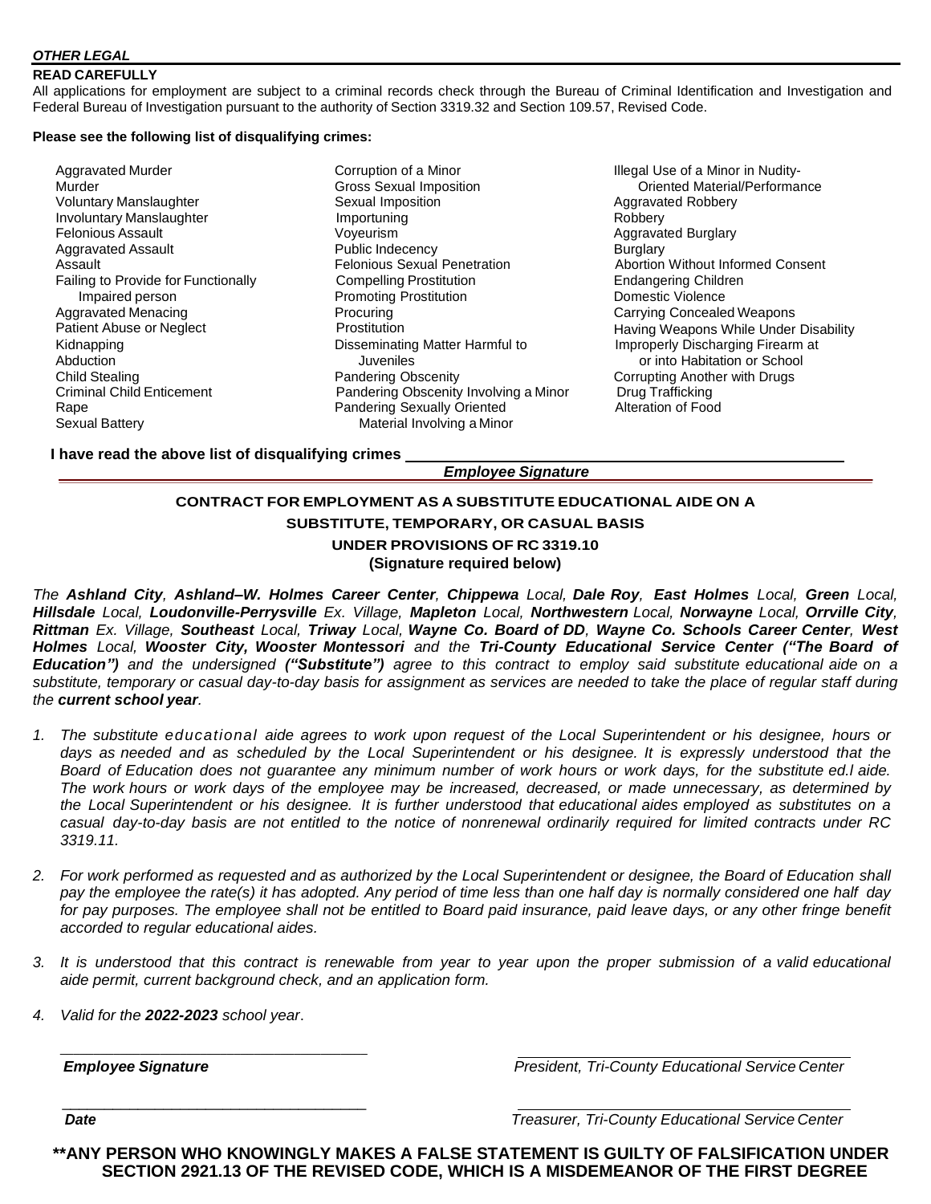***OTHER LEGAL***

**READ CAREFULLY**

All applications for employment are subject to a criminal records check through the Bureau of Criminal Identification and Investigation and Federal Bureau of Investigation pursuant to the authority of Section 3319.32 and Section 109.57, Revised Code.

**Please see the following list of disqualifying crimes:**

- Aggravated Murder
- Murder
- Voluntary Manslaughter
- Involuntary Manslaughter
- Felonious Assault
- Aggravated Assault
- Assault
- Failing to Provide for Functionally Impaired person
- Aggravated Menacing
- Patient Abuse or Neglect
- Kidnapping
- Abduction
- Child Stealing
- Criminal Child Enticement
- Rape
- Sexual Battery
- Corruption of a Minor
- Gross Sexual Imposition
- Sexual Imposition
- Importuning
- Voyeurism
- Public Indecency
- Felonious Sexual Penetration
- Compelling Prostitution
- Promoting Prostitution
- Procuring
- Prostitution
- Disseminating Matter Harmful to Juveniles
- Pandering Obscenity
- Pandering Obscenity Involving a Minor
- Pandering Sexually Oriented Material Involving a Minor
- Illegal Use of a Minor in Nudity-Oriented Material/Performance
- Aggravated Robbery
- Robbery
- Aggravated Burglary
- Burglary
- Abortion Without Informed Consent
- Endangering Children
- Domestic Violence
- Carrying Concealed Weapons
- Having Weapons While Under Disability
- Improperly Discharging Firearm at or into Habitation or School
- Corrupting Another with Drugs
- Drug Trafficking
- Alteration of Food

**I have read the above list of disqualifying crimes** ______________________________

***Employee Signature***

## CONTRACT FOR EMPLOYMENT AS A SUBSTITUTE EDUCATIONAL AIDE ON A SUBSTITUTE, TEMPORARY, OR CASUAL BASIS

### UNDER PROVISIONS OF RC 3319.10
**(Signature required below)**

*The **Ashland City**, **Ashland–W. Holmes Career Center**, **Chippewa** Local, **Dale Roy**, **East Holmes** Local, **Green** Local, **Hillsdale** Local, **Loudonville-Perrysville** Ex. Village, **Mapleton** Local, **Northwestern** Local, **Norwayne** Local, **Orrville City**, **Rittman** Ex. Village, **Southeast** Local, **Triway** Local, **Wayne Co. Board of DD**, **Wayne Co. Schools Career Center**, **West Holmes** Local, **Wooster City, Wooster Montessori** and the **Tri-County Educational Service Center ("The Board of Education")** and the undersigned **("Substitute")** agree to this contract to employ said substitute educational aide on a substitute, temporary or casual day-to-day basis for assignment as services are needed to take the place of regular staff during the **current school year**.*

1. *The substitute educational aide agrees to work upon request of the Local Superintendent or his designee, hours or days as needed and as scheduled by the Local Superintendent or his designee. It is expressly understood that the Board of Education does not guarantee any minimum number of work hours or work days, for the substitute ed.l aide. The work hours or work days of the employee may be increased, decreased, or made unnecessary, as determined by the Local Superintendent or his designee. It is further understood that educational aides employed as substitutes on a casual day-to-day basis are not entitled to the notice of nonrenewal ordinarily required for limited contracts under RC 3319.11.*
2. *For work performed as requested and as authorized by the Local Superintendent or designee, the Board of Education shall pay the employee the rate(s) it has adopted. Any period of time less than one half day is normally considered one half day for pay purposes. The employee shall not be entitled to Board paid insurance, paid leave days, or any other fringe benefit accorded to regular educational aides.*
3. *It is understood that this contract is renewable from year to year upon the proper submission of a valid educational aide permit, current background check, and an application form.*
4. *Valid for the **2022-2023** school year.*

______________________________
***Employee Signature***

______________________________
*President, Tri-County Educational Service Center*

______________________________
***Date***

______________________________
*Treasurer, Tri-County Educational Service Center*

**\*\*ANY PERSON WHO KNOWINGLY MAKES A FALSE STATEMENT IS GUILTY OF FALSIFICATION UNDER SECTION 2921.13 OF THE REVISED CODE, WHICH IS A MISDEMEANOR OF THE FIRST DEGREE**